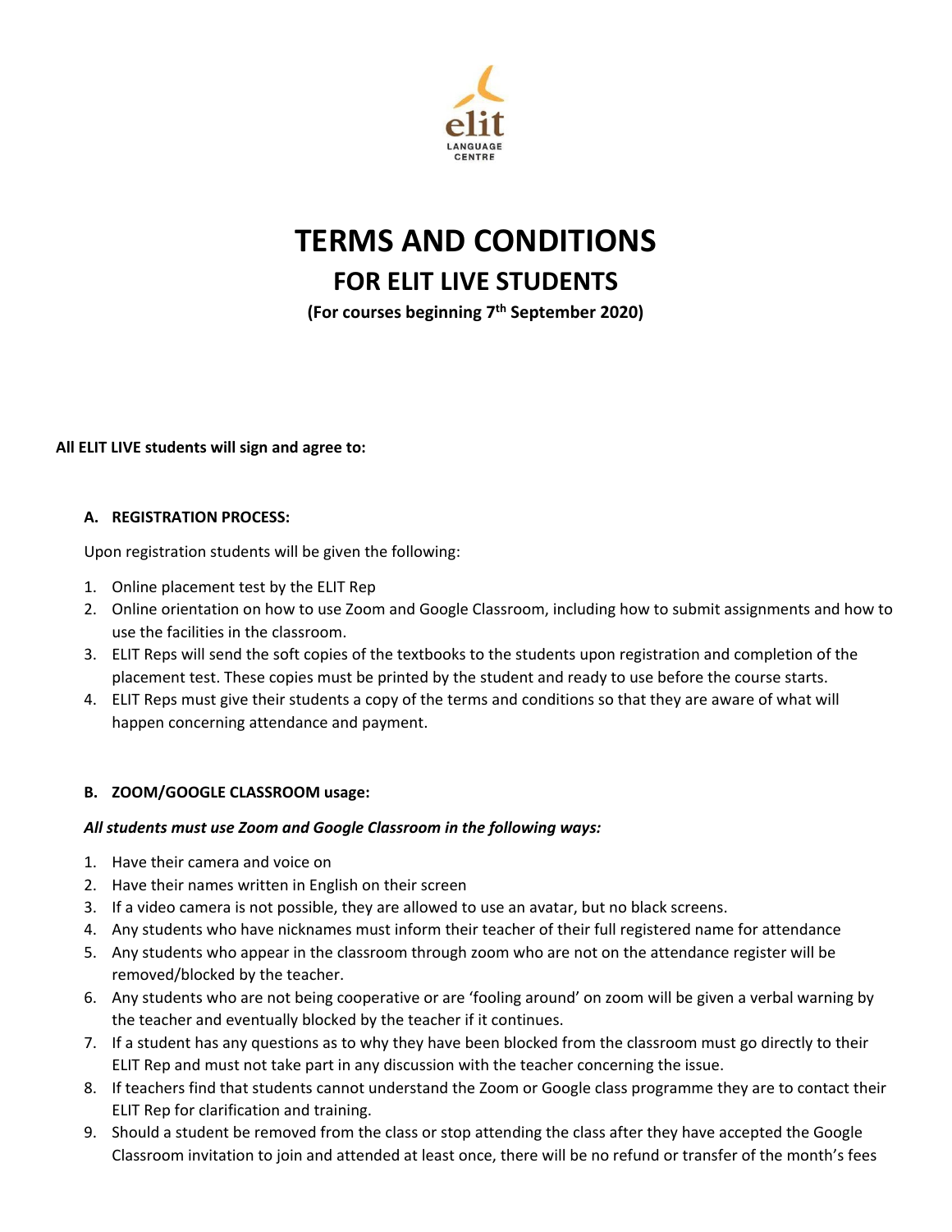elit
LANGUAGE CENTRE

# TERMS AND CONDITIONS

## FOR ELIT LIVE STUDENTS

**(For courses beginning 7th September 2020)**

**All ELIT LIVE students will sign and agree to:**

**A. REGISTRATION PROCESS:**

Upon registration students will be given the following:

1. Online placement test by the ELIT Rep
2. Online orientation on how to use Zoom and Google Classroom, including how to submit assignments and how to use the facilities in the classroom.
3. ELIT Reps will send the soft copies of the textbooks to the students upon registration and completion of the placement test. These copies must be printed by the student and ready to use before the course starts.
4. ELIT Reps must give their students a copy of the terms and conditions so that they are aware of what will happen concerning attendance and payment.

**B. ZOOM/GOOGLE CLASSROOM usage:**

***All students must use Zoom and Google Classroom in the following ways:***

1. Have their camera and voice on
2. Have their names written in English on their screen
3. If a video camera is not possible, they are allowed to use an avatar, but no black screens.
4. Any students who have nicknames must inform their teacher of their full registered name for attendance
5. Any students who appear in the classroom through zoom who are not on the attendance register will be removed/blocked by the teacher.
6. Any students who are not being cooperative or are 'fooling around' on zoom will be given a verbal warning by the teacher and eventually blocked by the teacher if it continues.
7. If a student has any questions as to why they have been blocked from the classroom must go directly to their ELIT Rep and must not take part in any discussion with the teacher concerning the issue.
8. If teachers find that students cannot understand the Zoom or Google class programme they are to contact their ELIT Rep for clarification and training.
9. Should a student be removed from the class or stop attending the class after they have accepted the Google Classroom invitation to join and attended at least once, there will be no refund or transfer of the month's fees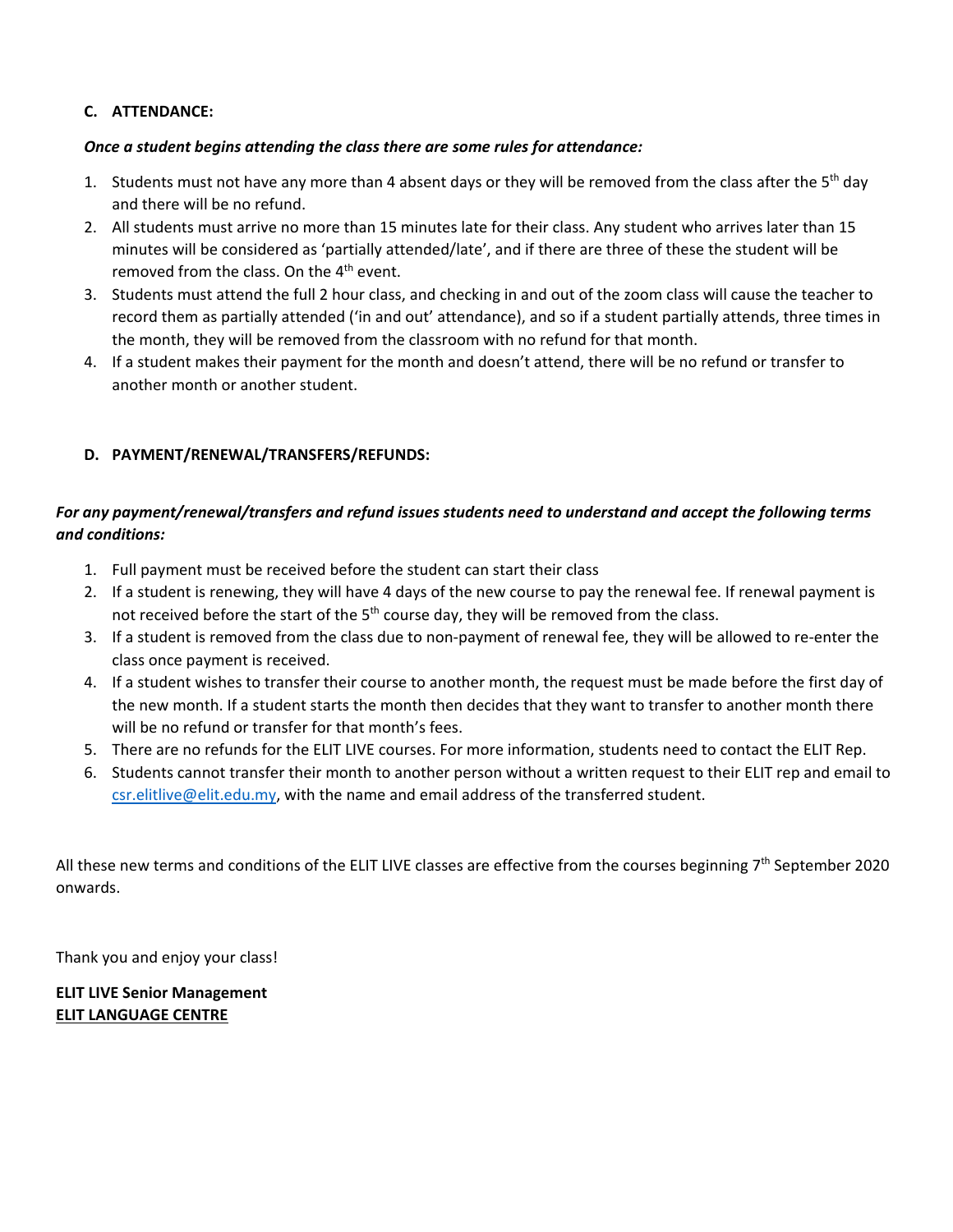### C. ATTENDANCE:

***Once a student begins attending the class there are some rules for attendance:***

1. Students must not have any more than 4 absent days or they will be removed from the class after the 5th day and there will be no refund.
2. All students must arrive no more than 15 minutes late for their class. Any student who arrives later than 15 minutes will be considered as 'partially attended/late', and if there are three of these the student will be removed from the class. On the 4th event.
3. Students must attend the full 2 hour class, and checking in and out of the zoom class will cause the teacher to record them as partially attended ('in and out' attendance), and so if a student partially attends, three times in the month, they will be removed from the classroom with no refund for that month.
4. If a student makes their payment for the month and doesn't attend, there will be no refund or transfer to another month or another student.

### D. PAYMENT/RENEWAL/TRANSFERS/REFUNDS:

***For any payment/renewal/transfers and refund issues students need to understand and accept the following terms and conditions:***

1. Full payment must be received before the student can start their class
2. If a student is renewing, they will have 4 days of the new course to pay the renewal fee. If renewal payment is not received before the start of the 5th course day, they will be removed from the class.
3. If a student is removed from the class due to non-payment of renewal fee, they will be allowed to re-enter the class once payment is received.
4. If a student wishes to transfer their course to another month, the request must be made before the first day of the new month. If a student starts the month then decides that they want to transfer to another month there will be no refund or transfer for that month's fees.
5. There are no refunds for the ELIT LIVE courses. For more information, students need to contact the ELIT Rep.
6. Students cannot transfer their month to another person without a written request to their ELIT rep and email to csr.elitlive@elit.edu.my, with the name and email address of the transferred student.

All these new terms and conditions of the ELIT LIVE classes are effective from the courses beginning 7th September 2020 onwards.

Thank you and enjoy your class!

**ELIT LIVE Senior Management**
**ELIT LANGUAGE CENTRE**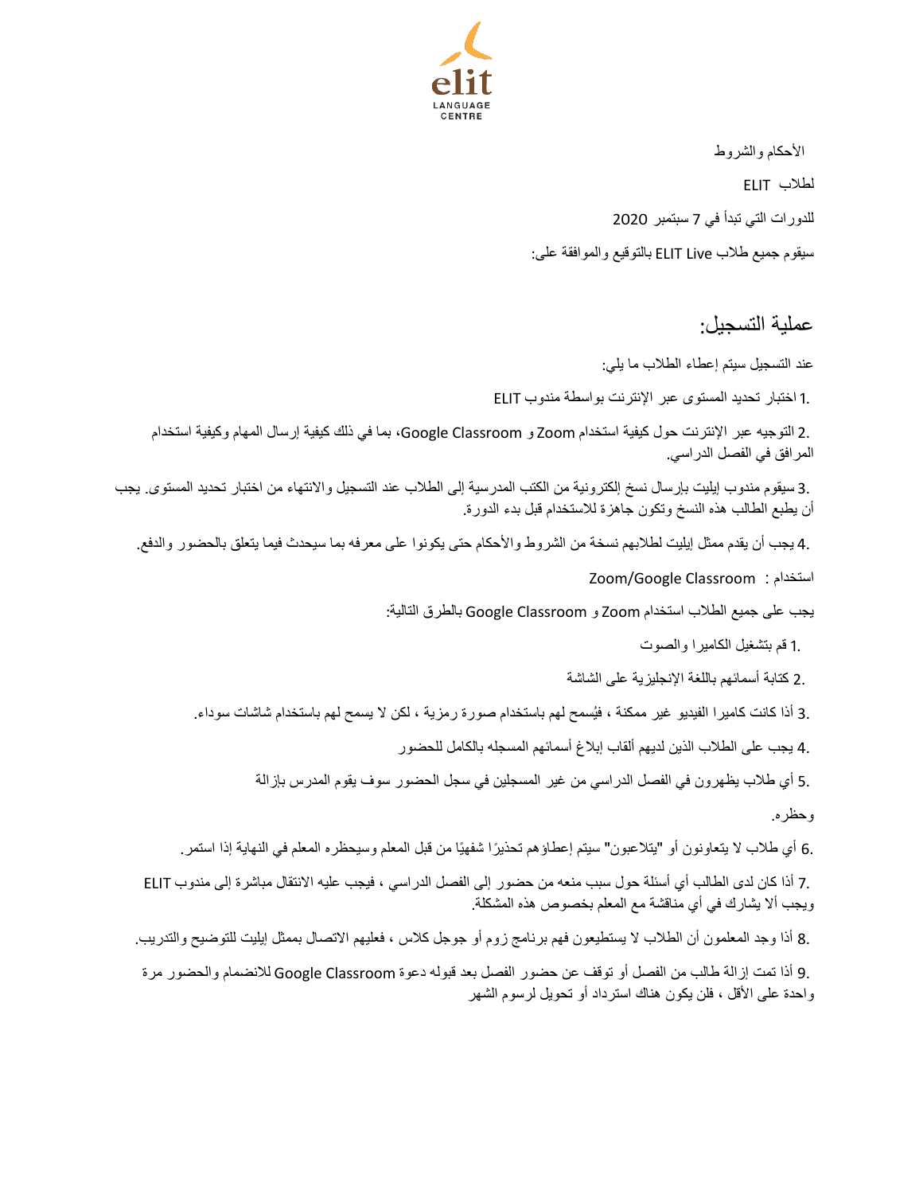الأحكام والشروط

لطلاب ELIT

للدورات التي تبدأ في 7 سبتمبر 2020

سيقوم جميع طلاب ELIT Live بالتوقيع والموافقة على:

## عملية التسجيل:

عند التسجيل سيتم إعطاء الطلاب ما يلي:

.1 اختبار تحديد المستوى عبر الإنترنت بواسطة مندوب ELIT

.2 التوجيه عبر الإنترنت حول كيفية استخدام Zoom و Google Classroom، بما في ذلك كيفية إرسال المهام وكيفية استخدام المرافق في الفصل الدراسي.

.3 سيقوم مندوب إيليت بإرسال نسخ إلكترونية من الكتب المدرسية إلى الطلاب عند التسجيل والانتهاء من اختبار تحديد المستوى. يجب أن يطبع الطالب هذه النسخ وتكون جاهزة للاستخدام قبل بدء الدورة.

.4 يجب أن يقدم ممثل إيليت لطلابهم نسخة من الشروط والأحكام حتى يكونوا على معرفه بما سيحدث فيما يتعلق بالحضور والدفع.

استخدام : Zoom/Google Classroom

يجب على جميع الطلاب استخدام Zoom و Google Classroom بالطرق التالية:

.1 قم بتشغيل الكاميرا والصوت

.2 كتابة أسمائهم باللغة الإنجليزية على الشاشة

.3 أذا كانت كاميرا الفيديو غير ممكنة ، فيُسمح لهم باستخدام صورة رمزية ، لكن لا يسمح لهم باستخدام شاشات سوداء.

.4 يجب على الطلاب الذين لديهم ألقاب إبلاغ أسمائهم المسجله بالكامل للحضور

.5 أي طلاب يظهرون في الفصل الدراسي من غير المسجلين في سجل الحضور سوف يقوم المدرس بإزالة وحظره.

.6 أي طلاب لا يتعاونون أو "يتلاعبون" سيتم إعطاؤهم تحذيرًا شفهيًا من قبل المعلم وسيحظره المعلم في النهاية إذا استمر.

.7 أذا كان لدى الطالب أي أسئلة حول سبب منعه من حضور إلى الفصل الدراسي ، فيجب عليه الانتقال مباشرة إلى مندوب ELIT ويجب ألا يشارك في أي مناقشة مع المعلم بخصوص هذه المشكلة.

.8 أذا وجد المعلمون أن الطلاب لا يستطيعون فهم برنامج زوم أو جوجل كلاس ، فعليهم الاتصال بممثل إيليت للتوضيح والتدريب.

.9 أذا تمت إزالة طالب من الفصل أو توقف عن حضور الفصل بعد قبوله دعوة Google Classroom للانضمام والحضور مرة واحدة على الأقل ، فلن يكون هناك استرداد أو تحويل لرسوم الشهر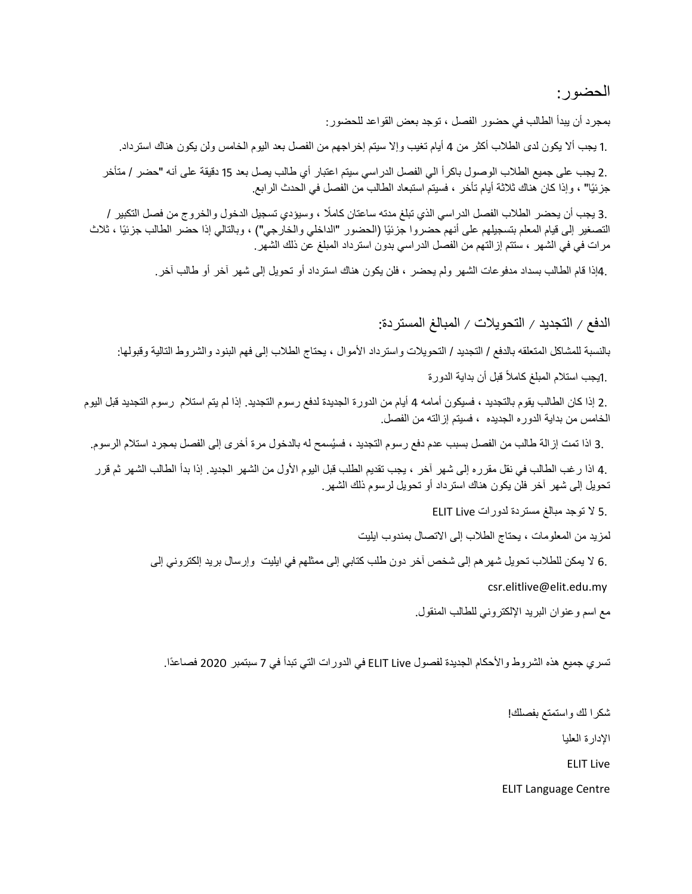## الحضور:

بمجرد أن يبدأ الطالب في حضور الفصل ، توجد بعض القواعد للحضور:

.1 يجب ألا يكون لدى الطلاب أكثر من 4 أيام تغيب وإلا سيتم إخراجهم من الفصل بعد اليوم الخامس ولن يكون هناك استرداد.

.2 يجب على جميع الطلاب الوصول باكرأ الي الفصل الدراسي سيتم اعتبار أي طالب يصل بعد 15 دقيقة على أنه "حضر / متأخر جزئيًا" ، وإذا كان هناك ثلاثة أيام تأخر ، فسيتم استبعاد الطالب من الفصل في الحدث الرابع.

.3 يجب أن يحضر الطلاب الفصل الدراسي الذي تبلغ مدته ساعتان كاملًا ، وسيؤدي تسجيل الدخول والخروج من فصل التكبير / التصغير إلى قيام المعلم بتسجيلهم على أنهم حضروا جزئيًا (الحضور "الداخلي والخارجي") ، وبالتالي إذا حضر الطالب جزئيًا ، ثلاث مرات في في الشهر ، ستتم إزالتهم من الفصل الدراسي بدون استرداد المبلغ عن ذلك الشهر.

.4إذا قام الطالب بسداد مدفوعات الشهر ولم يحضر ، فلن يكون هناك استرداد أو تحويل إلى شهر آخر أو طالب آخر.

## الدفع / التجديد / التحويلات / المبالغ المستردة:

بالنسبة للمشاكل المتعلقه بالدفع / التجديد / التحويلات واسترداد الأموال ، يحتاج الطلاب إلى فهم البنود والشروط التالية وقبولها:

.1يجب استلام المبلغ كاملاً قبل أن بداية الدورة

.2 إذا كان الطالب يقوم بالتجديد ، فسيكون أمامه 4 أيام من الدورة الجديدة لدفع رسوم التجديد. إذا لم يتم استلام رسوم التجديد قبل اليوم الخامس من بداية الدوره الجديده ، فسيتم إزالته من الفصل.

.3 اذا تمت إزالة طالب من الفصل بسبب عدم دفع رسوم التجديد ، فسيُسمح له بالدخول مرة أخرى إلى الفصل بمجرد استلام الرسوم.

.4 اذا رغب الطالب في نقل مقرره إلى شهر آخر ، يجب تقديم الطلب قبل اليوم الأول من الشهر الجديد. إذا بدأ الطالب الشهر ثم قرر تحويل إلى شهر آخر فلن يكون هناك استرداد أو تحويل لرسوم ذلك الشهر.

.5 لا توجد مبالغ مستردة لدورات ELIT Live

لمزيد من المعلومات ، يحتاج الطلاب إلى الاتصال بمندوب ايليت

.6 لا يمكن للطلاب تحويل شهرهم إلى شخص آخر دون طلب كتابي إلى ممثلهم في ايليت وإرسال بريد إلكتروني إلى

csr.elitlive@elit.edu.my

مع اسم وعنوان البريد الإلكتروني للطالب المنقول.

تسري جميع هذه الشروط والأحكام الجديدة لفصول ELIT Live في الدورات التي تبدأ في 7 سبتمبر 2020 فصاعدًا.

شكرا لك واستمتع بفصلك!

الإدارة العليا

ELIT Live

ELIT Language Centre